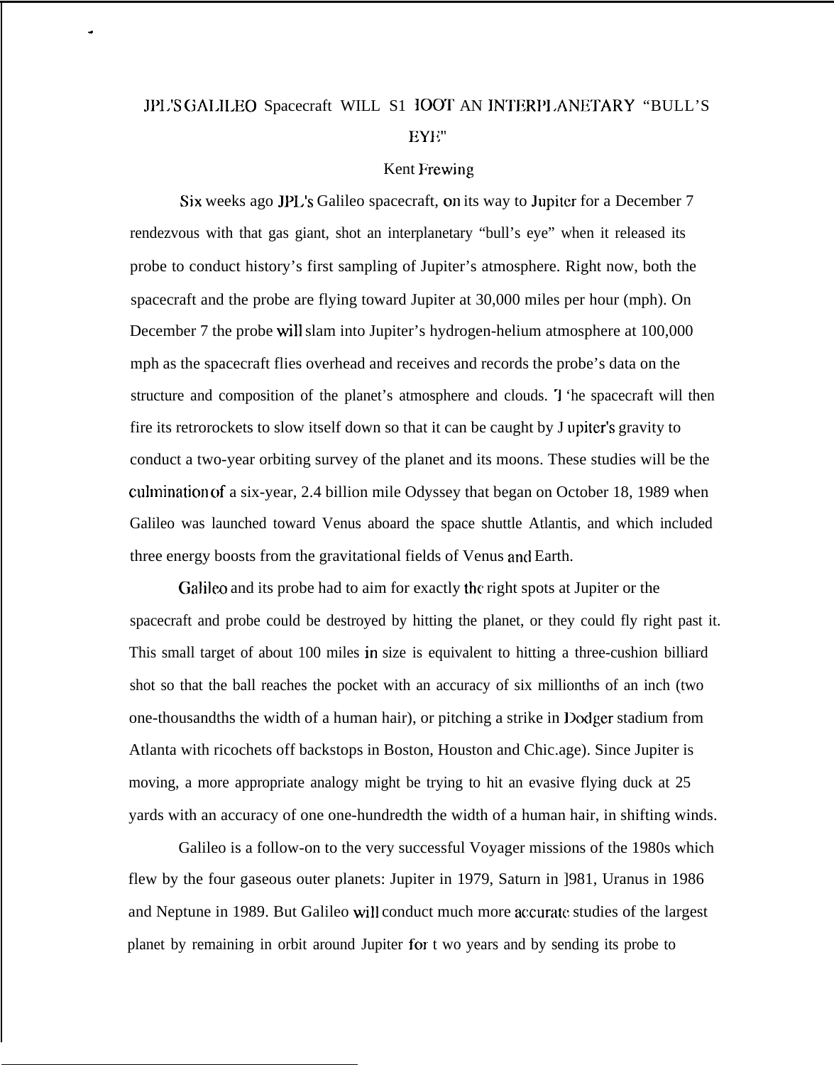# JPL'S GALILEO Spacecraft WILL SHOOT AN INTERPLANETARY "BULL'S EYE"

Kent Frewing

Six weeks ago JPL's Galileo spacecraft, on its way to Jupiter for a December 7 rendezvous with that gas giant, shot an interplanetary "bull's eye" when it released its probe to conduct history's first sampling of Jupiter's atmosphere. Right now, both the spacecraft and the probe are flying toward Jupiter at 30,000 miles per hour (mph). On December 7 the probe will slam into Jupiter's hydrogen-helium atmosphere at 100,000 mph as the spacecraft flies overhead and receives and records the probe's data on the structure and composition of the planet's atmosphere and clouds. The spacecraft will then fire its retrorockets to slow itself down so that it can be caught by Jupiter's gravity to conduct a two-year orbiting survey of the planet and its moons. These studies will be the culmination of a six-year, 2.4 billion mile Odyssey that began on October 18, 1989 when Galileo was launched toward Venus aboard the space shuttle Atlantis, and which included three energy boosts from the gravitational fields of Venus and Earth.

Galileo and its probe had to aim for exactly the right spots at Jupiter or the spacecraft and probe could be destroyed by hitting the planet, or they could fly right past it. This small target of about 100 miles in size is equivalent to hitting a three-cushion billiard shot so that the ball reaches the pocket with an accuracy of six millionths of an inch (two one-thousandths the width of a human hair), or pitching a strike in Dodger stadium from Atlanta with ricochets off backstops in Boston, Houston and Chicago). Since Jupiter is moving, a more appropriate analogy might be trying to hit an evasive flying duck at 25 yards with an accuracy of one one-hundredth the width of a human hair, in shifting winds.

Galileo is a follow-on to the very successful Voyager missions of the 1980s which flew by the four gaseous outer planets: Jupiter in 1979, Saturn in 1981, Uranus in 1986 and Neptune in 1989. But Galileo will conduct much more accurate studies of the largest planet by remaining in orbit around Jupiter for two years and by sending its probe to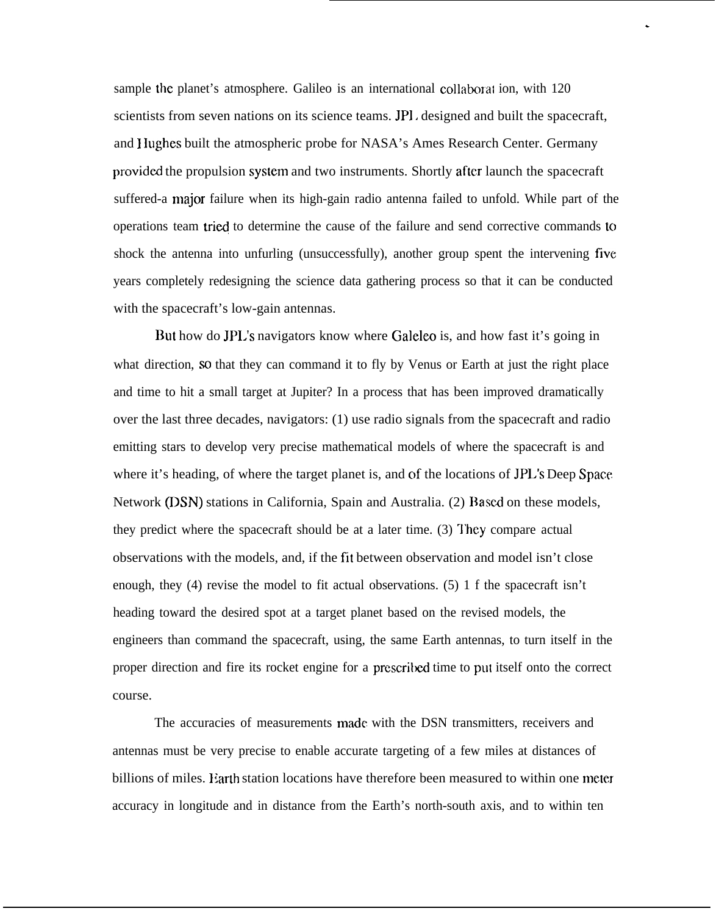sample the planet's atmosphere. Galileo is an international collaboration, with 120 scientists from seven nations on its science teams. JPL designed and built the spacecraft, and Hughes built the atmospheric probe for NASA's Ames Research Center. Germany provided the propulsion system and two instruments. Shortly after launch the spacecraft suffered-a major failure when its high-gain radio antenna failed to unfold. While part of the operations team tried to determine the cause of the failure and send corrective commands to shock the antenna into unfurling (unsuccessfully), another group spent the intervening five years completely redesigning the science data gathering process so that it can be conducted with the spacecraft's low-gain antennas.

But how do JPL's navigators know where Galeleo is, and how fast it's going in what direction, so that they can command it to fly by Venus or Earth at just the right place and time to hit a small target at Jupiter? In a process that has been improved dramatically over the last three decades, navigators: (1) use radio signals from the spacecraft and radio emitting stars to develop very precise mathematical models of where the spacecraft is and where it's heading, of where the target planet is, and of the locations of JPL's Deep Space Network (DSN) stations in California, Spain and Australia. (2) Based on these models, they predict where the spacecraft should be at a later time. (3) They compare actual observations with the models, and, if the fit between observation and model isn't close enough, they (4) revise the model to fit actual observations. (5) 1 f the spacecraft isn't heading toward the desired spot at a target planet based on the revised models, the engineers than command the spacecraft, using, the same Earth antennas, to turn itself in the proper direction and fire its rocket engine for a prescribed time to put itself onto the correct course.

The accuracies of measurements made with the DSN transmitters, receivers and antennas must be very precise to enable accurate targeting of a few miles at distances of billions of miles. Earth station locations have therefore been measured to within one meter accuracy in longitude and in distance from the Earth's north-south axis, and to within ten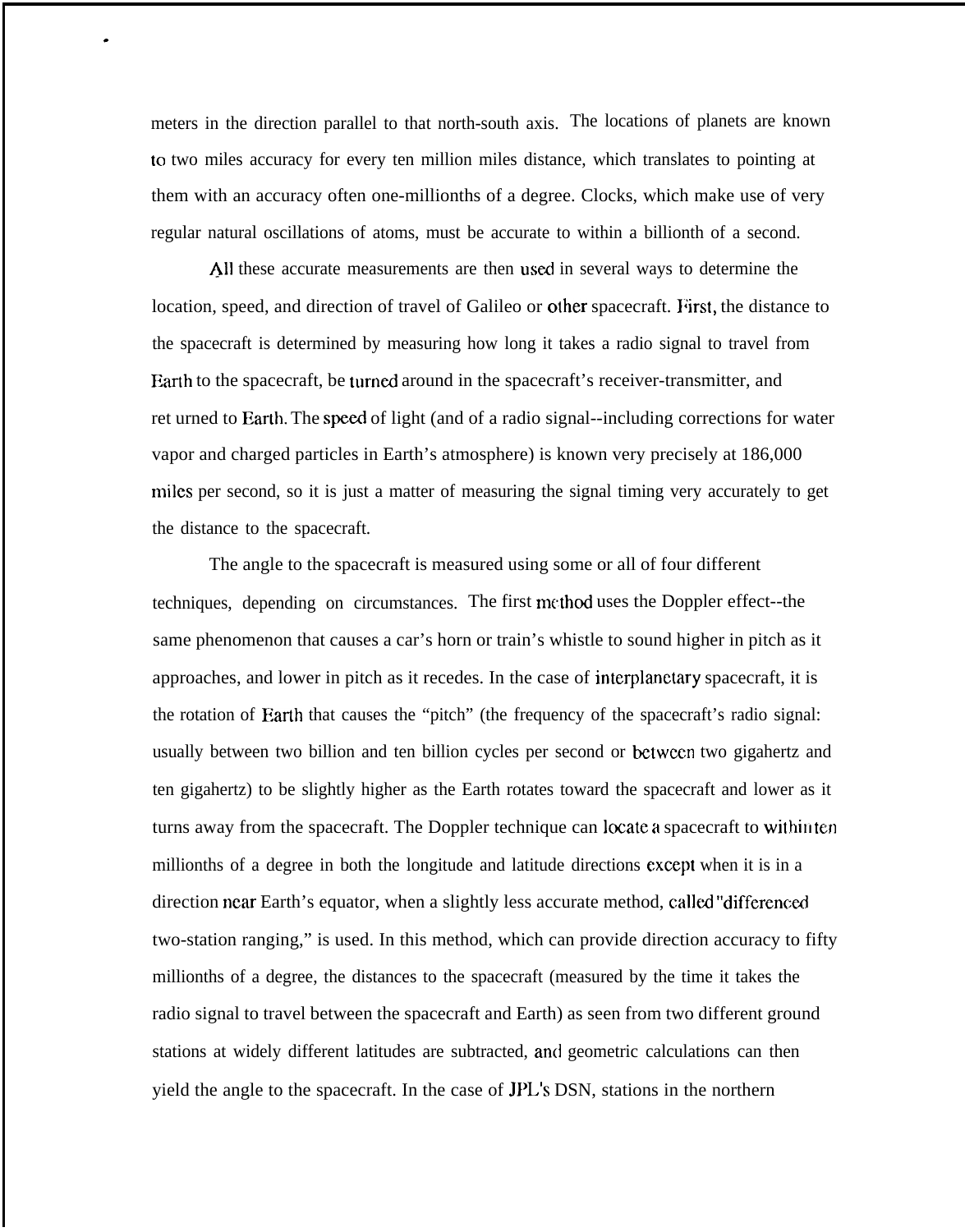meters in the direction parallel to that north-south axis. The locations of planets are known to two miles accuracy for every ten million miles distance, which translates to pointing at them with an accuracy often one-millionths of a degree. Clocks, which make use of very regular natural oscillations of atoms, must be accurate to within a billionth of a second.

All these accurate measurements are then used in several ways to determine the location, speed, and direction of travel of Galileo or other spacecraft. First, the distance to the spacecraft is determined by measuring how long it takes a radio signal to travel from Earth to the spacecraft, be turned around in the spacecraft's receiver-transmitter, and ret urned to Earth. The speed of light (and of a radio signal--including corrections for water vapor and charged particles in Earth's atmosphere) is known very precisely at 186,000 miles per second, so it is just a matter of measuring the signal timing very accurately to get the distance to the spacecraft.

The angle to the spacecraft is measured using some or all of four different techniques, depending on circumstances. The first method uses the Doppler effect--the same phenomenon that causes a car's horn or train's whistle to sound higher in pitch as it approaches, and lower in pitch as it recedes. In the case of interplanetary spacecraft, it is the rotation of Earth that causes the "pitch" (the frequency of the spacecraft's radio signal: usually between two billion and ten billion cycles per second or between two gigahertz and ten gigahertz) to be slightly higher as the Earth rotates toward the spacecraft and lower as it turns away from the spacecraft. The Doppler technique can locate a spacecraft to within ten millionths of a degree in both the longitude and latitude directions except when it is in a direction near Earth's equator, when a slightly less accurate method, called "differenced two-station ranging," is used. In this method, which can provide direction accuracy to fifty millionths of a degree, the distances to the spacecraft (measured by the time it takes the radio signal to travel between the spacecraft and Earth) as seen from two different ground stations at widely different latitudes are subtracted, and geometric calculations can then yield the angle to the spacecraft. In the case of JPL's DSN, stations in the northern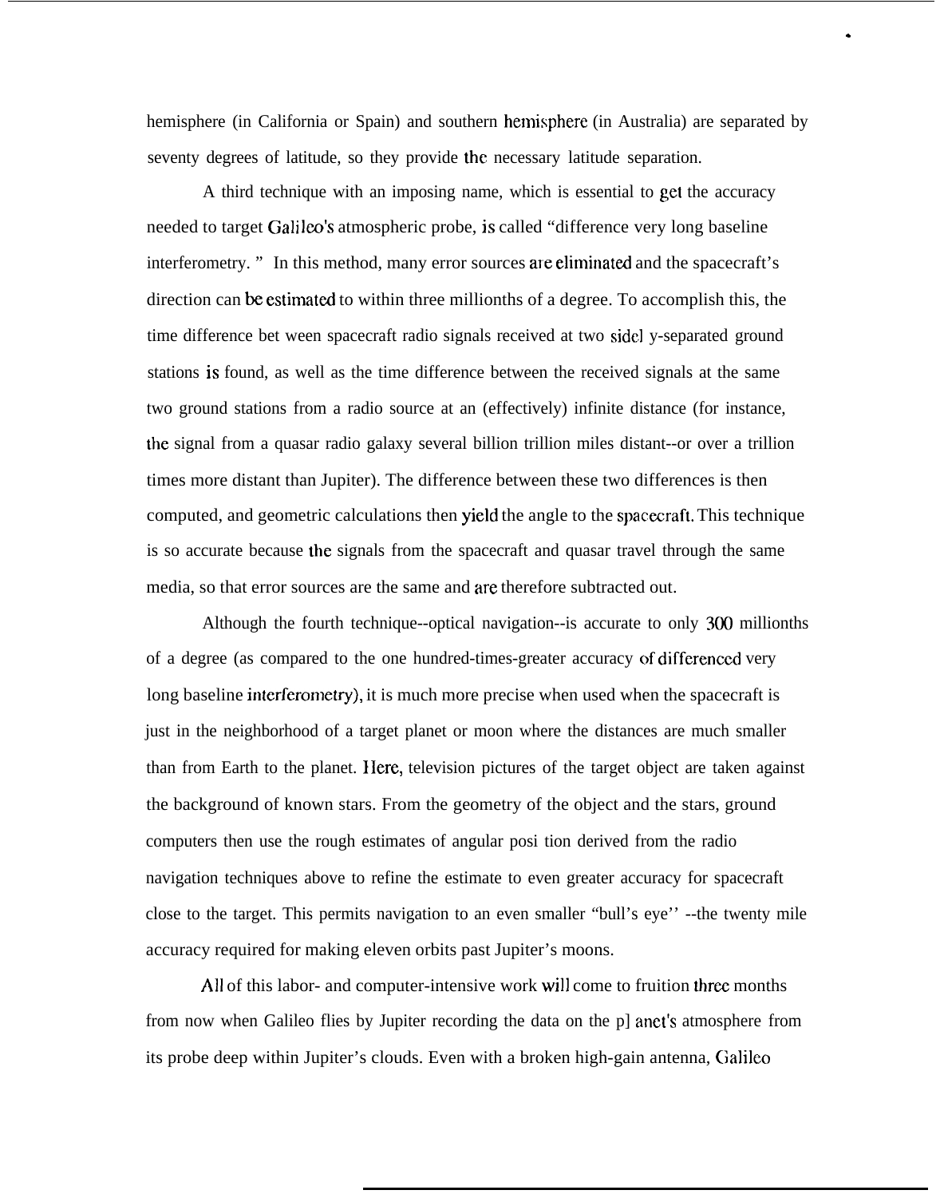hemisphere (in California or Spain) and southern hemisphere (in Australia) are separated by seventy degrees of latitude, so they provide the necessary latitude separation.

A third technique with an imposing name, which is essential to get the accuracy needed to target Galileo's atmospheric probe, is called "difference very long baseline interferometry." In this method, many error sources are eliminated and the spacecraft's direction can be estimated to within three millionths of a degree. To accomplish this, the time difference between spacecraft radio signals received at two widely-separated ground stations is found, as well as the time difference between the received signals at the same two ground stations from a radio source at an (effectively) infinite distance (for instance, the signal from a quasar radio galaxy several billion trillion miles distant--or over a trillion times more distant than Jupiter). The difference between these two differences is then computed, and geometric calculations then yield the angle to the spacecraft. This technique is so accurate because the signals from the spacecraft and quasar travel through the same media, so that error sources are the same and are therefore subtracted out.

Although the fourth technique--optical navigation--is accurate to only 300 millionths of a degree (as compared to the one hundred-times-greater accuracy of differenced very long baseline interferometry), it is much more precise when used when the spacecraft is just in the neighborhood of a target planet or moon where the distances are much smaller than from Earth to the planet. Here, television pictures of the target object are taken against the background of known stars. From the geometry of the object and the stars, ground computers then use the rough estimates of angular position derived from the radio navigation techniques above to refine the estimate to even greater accuracy for spacecraft close to the target. This permits navigation to an even smaller "bull's eye" --the twenty mile accuracy required for making eleven orbits past Jupiter's moons.

All of this labor- and computer-intensive work will come to fruition three months from now when Galileo flies by Jupiter recording the data on the planet's atmosphere from its probe deep within Jupiter's clouds. Even with a broken high-gain antenna, Galileo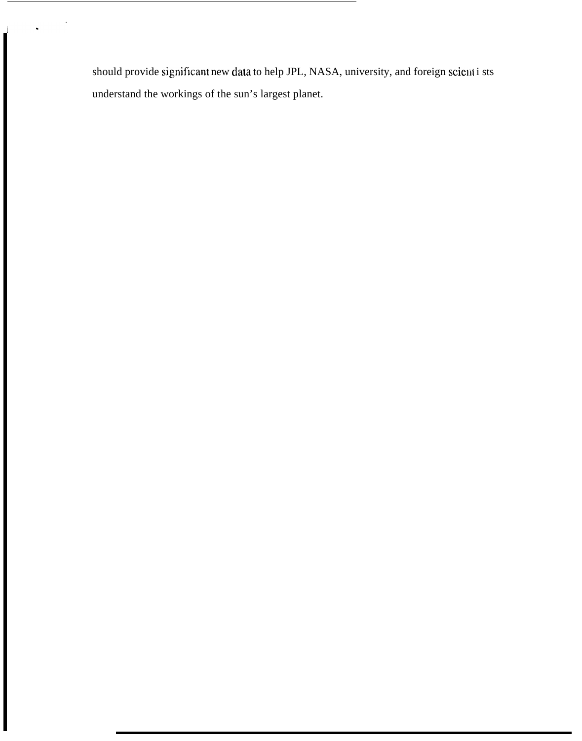should provide significant new data to help JPL, NASA, university, and foreign scientists understand the workings of the sun's largest planet.